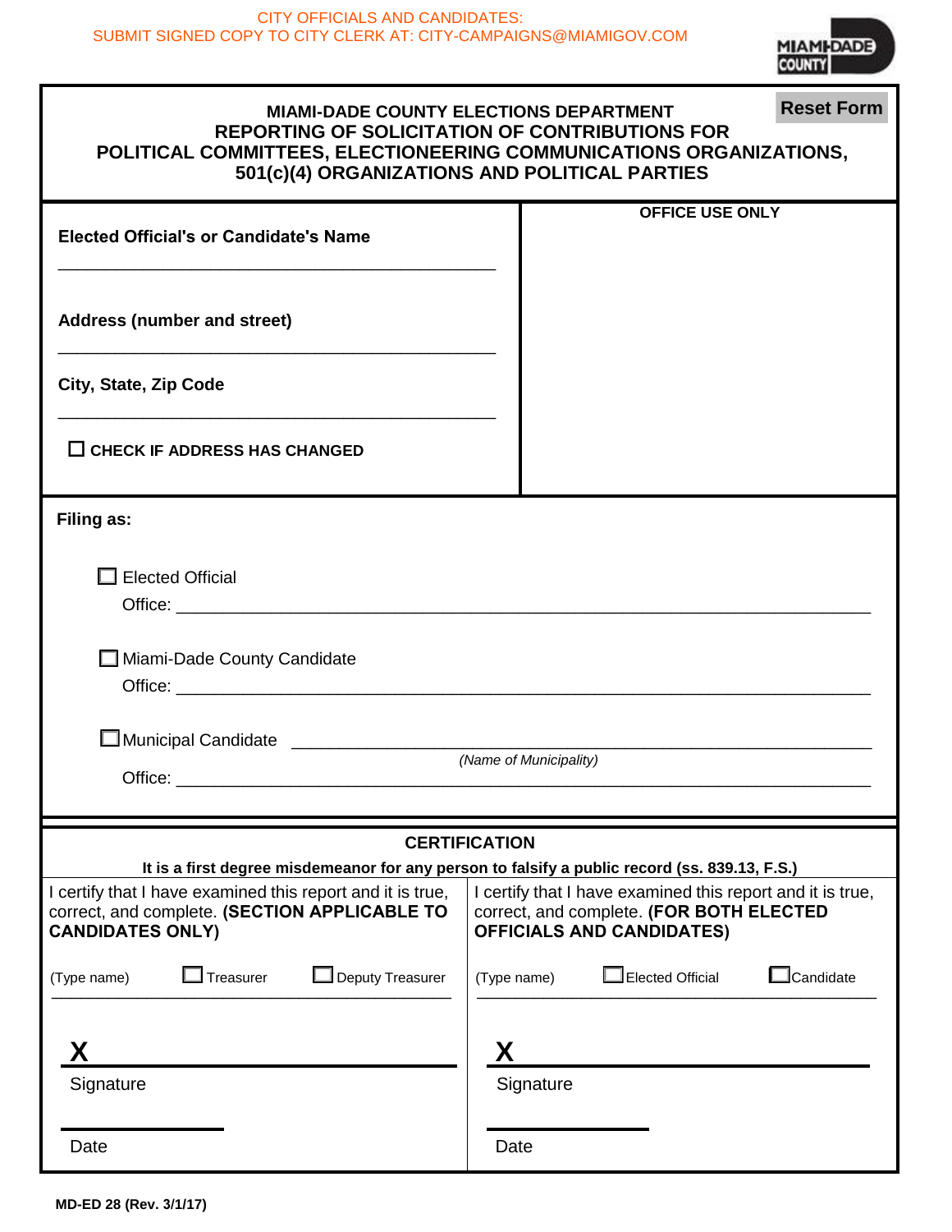CITY OFFICIALS AND CANDIDATES:
SUBMIT SIGNED COPY TO CITY CLERK AT: CITY-CAMPAIGNS@MIAMIGOV.COM

MIAMI-DADE COUNTY

# MIAMI-DADE COUNTY ELECTIONS DEPARTMENT
## REPORTING OF SOLICITATION OF CONTRIBUTIONS FOR POLITICAL COMMITTEES, ELECTIONEERING COMMUNICATIONS ORGANIZATIONS, 501(c)(4) ORGANIZATIONS AND POLITICAL PARTIES

Reset Form

**Elected Official's or Candidate's Name**

______________________________________________

**Address (number and street)**

______________________________________________

**City, State, Zip Code**

______________________________________________

☐ **CHECK IF ADDRESS HAS CHANGED**

**OFFICE USE ONLY**

**Filing as:**

☐ Elected Official
Office: ______________________________________________

☐ Miami-Dade County Candidate
Office: ______________________________________________

☐ Municipal Candidate ______________________________________________
*(Name of Municipality)*
Office: ______________________________________________

## CERTIFICATION

**It is a first degree misdemeanor for any person to falsify a public record (ss. 839.13, F.S.)**

| I certify that I have examined this report and it is true, correct, and complete. **(SECTION APPLICABLE TO CANDIDATES ONLY)** | I certify that I have examined this report and it is true, correct, and complete. **(FOR BOTH ELECTED OFFICIALS AND CANDIDATES)** |
|---|---|
| (Type name) ☐ Treasurer ☐ Deputy Treasurer | (Type name) ☐ Elected Official ☐ Candidate |
| **X** ________________________ Signature | **X** ________________________ Signature |
| ____________ Date | ____________ Date |

MD-ED 28 (Rev. 3/1/17)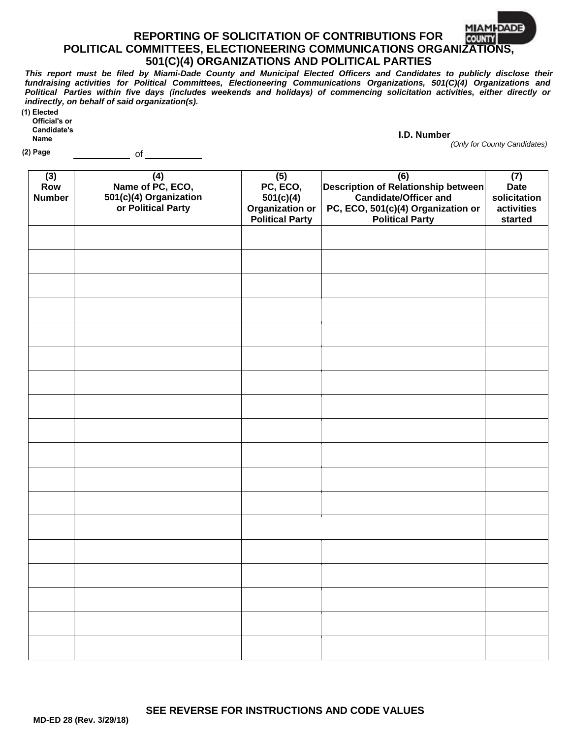# REPORTING OF SOLICITATION OF CONTRIBUTIONS FOR POLITICAL COMMITTEES, ELECTIONEERING COMMUNICATIONS ORGANIZATIONS, 501(C)(4) ORGANIZATIONS AND POLITICAL PARTIES

***This report must be filed by Miami-Dade County and Municipal Elected Officers and Candidates to publicly disclose their fundraising activities for Political Committees, Electioneering Communications Organizations, 501(C)(4) Organizations and Political Parties within five days (includes weekends and holidays) of commencing solicitation activities, either directly or indirectly, on behalf of said organization(s).***

**(1) Elected Official's or Candidate's Name** ______________________________ **I.D. Number** ____________
*(Only for County Candidates)*

**(2) Page** ________ of ________

| (3) Row Number | (4) Name of PC, ECO, 501(c)(4) Organization or Political Party | (5) PC, ECO, 501(c)(4) Organization or Political Party | (6) Description of Relationship between Candidate/Officer and PC, ECO, 501(c)(4) Organization or Political Party | (7) Date solicitation activities started |
|---|---|---|---|---|
| | | | | |
| | | | | |
| | | | | |
| | | | | |
| | | | | |
| | | | | |
| | | | | |
| | | | | |
| | | | | |
| | | | | |
| | | | | |
| | | | | |
| | | | | |
| | | | | |
| | | | | |
| | | | | |
| | | | | |
| | | | | |

**SEE REVERSE FOR INSTRUCTIONS AND CODE VALUES**

**MD-ED 28 (Rev. 3/29/18)**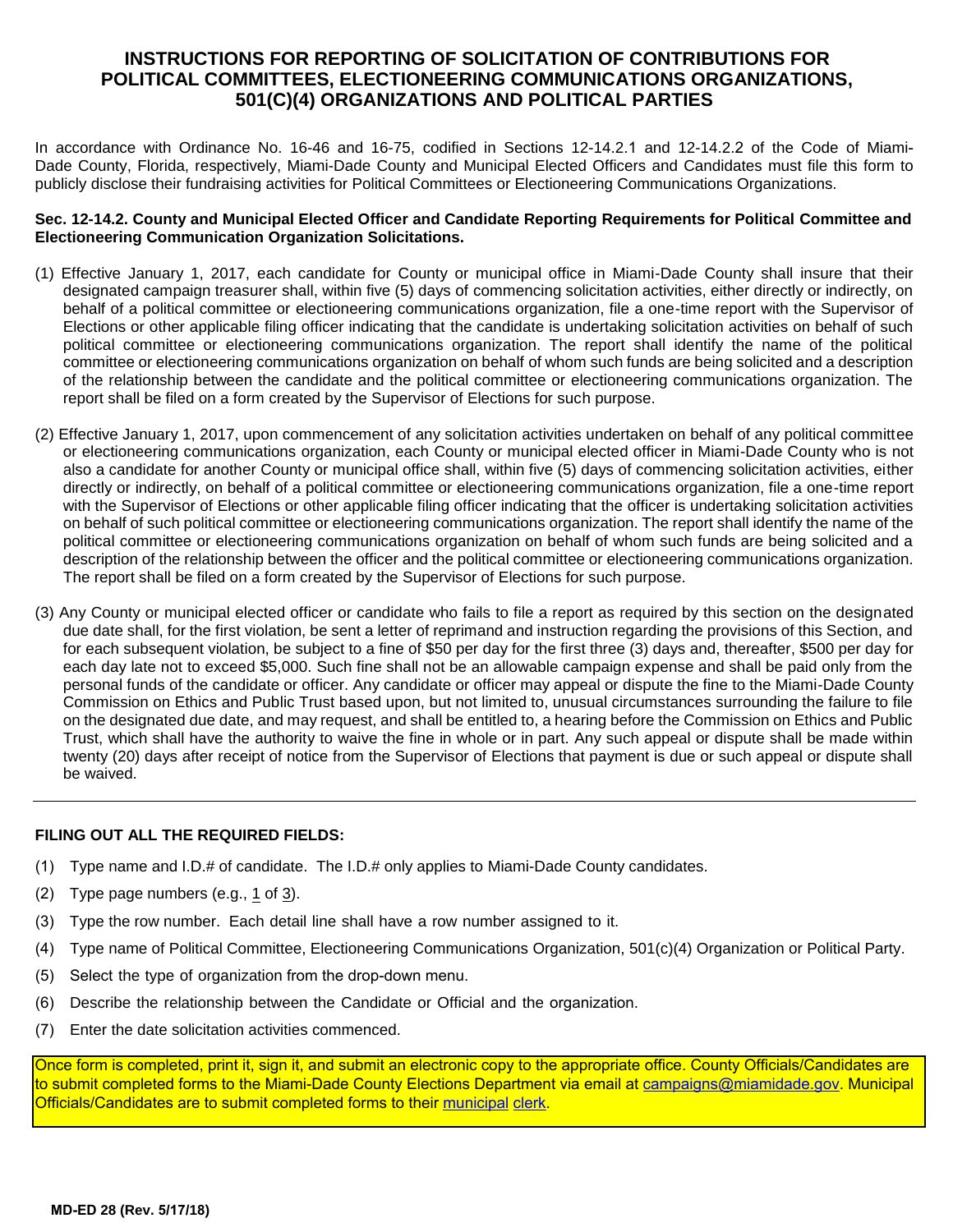# INSTRUCTIONS FOR REPORTING OF SOLICITATION OF CONTRIBUTIONS FOR POLITICAL COMMITTEES, ELECTIONEERING COMMUNICATIONS ORGANIZATIONS, 501(C)(4) ORGANIZATIONS AND POLITICAL PARTIES

In accordance with Ordinance No. 16-46 and 16-75, codified in Sections 12-14.2.1 and 12-14.2.2 of the Code of Miami-Dade County, Florida, respectively, Miami-Dade County and Municipal Elected Officers and Candidates must file this form to publicly disclose their fundraising activities for Political Committees or Electioneering Communications Organizations.

**Sec. 12-14.2. County and Municipal Elected Officer and Candidate Reporting Requirements for Political Committee and Electioneering Communication Organization Solicitations.**

(1) Effective January 1, 2017, each candidate for County or municipal office in Miami-Dade County shall insure that their designated campaign treasurer shall, within five (5) days of commencing solicitation activities, either directly or indirectly, on behalf of a political committee or electioneering communications organization, file a one-time report with the Supervisor of Elections or other applicable filing officer indicating that the candidate is undertaking solicitation activities on behalf of such political committee or electioneering communications organization. The report shall identify the name of the political committee or electioneering communications organization on behalf of whom such funds are being solicited and a description of the relationship between the candidate and the political committee or electioneering communications organization. The report shall be filed on a form created by the Supervisor of Elections for such purpose.

(2) Effective January 1, 2017, upon commencement of any solicitation activities undertaken on behalf of any political committee or electioneering communications organization, each County or municipal elected officer in Miami-Dade County who is not also a candidate for another County or municipal office shall, within five (5) days of commencing solicitation activities, either directly or indirectly, on behalf of a political committee or electioneering communications organization, file a one-time report with the Supervisor of Elections or other applicable filing officer indicating that the officer is undertaking solicitation activities on behalf of such political committee or electioneering communications organization. The report shall identify the name of the political committee or electioneering communications organization on behalf of whom such funds are being solicited and a description of the relationship between the officer and the political committee or electioneering communications organization. The report shall be filed on a form created by the Supervisor of Elections for such purpose.

(3) Any County or municipal elected officer or candidate who fails to file a report as required by this section on the designated due date shall, for the first violation, be sent a letter of reprimand and instruction regarding the provisions of this Section, and for each subsequent violation, be subject to a fine of $50 per day for the first three (3) days and, thereafter, $500 per day for each day late not to exceed $5,000. Such fine shall not be an allowable campaign expense and shall be paid only from the personal funds of the candidate or officer. Any candidate or officer may appeal or dispute the fine to the Miami-Dade County Commission on Ethics and Public Trust based upon, but not limited to, unusual circumstances surrounding the failure to file on the designated due date, and may request, and shall be entitled to, a hearing before the Commission on Ethics and Public Trust, which shall have the authority to waive the fine in whole or in part. Any such appeal or dispute shall be made within twenty (20) days after receipt of notice from the Supervisor of Elections that payment is due or such appeal or dispute shall be waived.

---

**FILING OUT ALL THE REQUIRED FIELDS:**

(1) Type name and I.D.# of candidate. The I.D.# only applies to Miami-Dade County candidates.

(2) Type page numbers (e.g., 1 of 3).

(3) Type the row number. Each detail line shall have a row number assigned to it.

(4) Type name of Political Committee, Electioneering Communications Organization, 501(c)(4) Organization or Political Party.

(5) Select the type of organization from the drop-down menu.

(6) Describe the relationship between the Candidate or Official and the organization.

(7) Enter the date solicitation activities commenced.

Once form is completed, print it, sign it, and submit an electronic copy to the appropriate office. County Officials/Candidates are to submit completed forms to the Miami-Dade County Elections Department via email at campaigns@miamidade.gov. Municipal Officials/Candidates are to submit completed forms to their municipal clerk.

MD-ED 28 (Rev. 5/17/18)